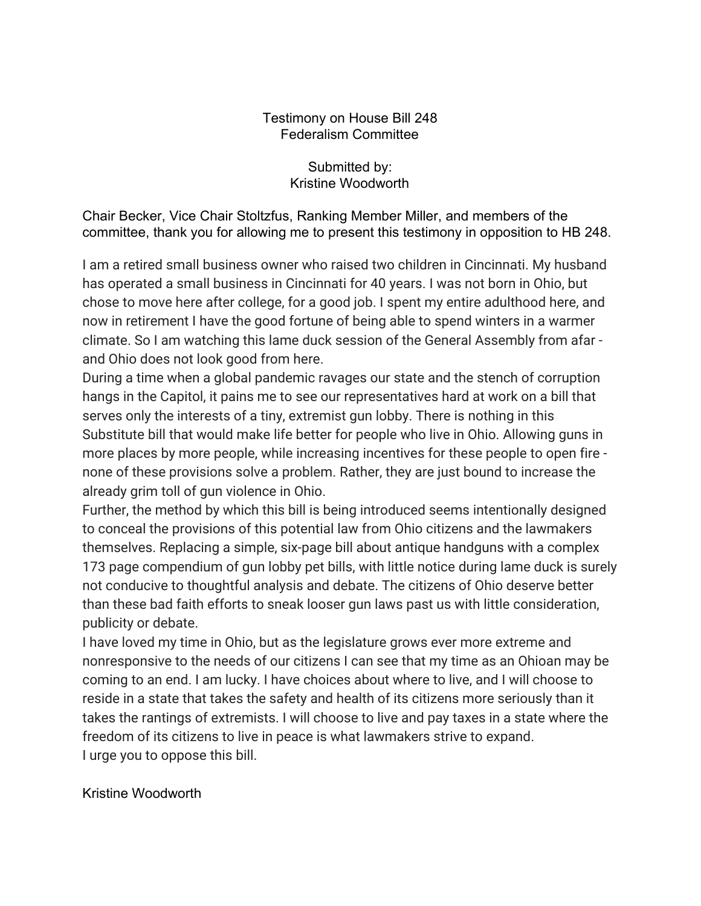Testimony on House Bill 248
Federalism Committee

Submitted by:
Kristine Woodworth

Chair Becker, Vice Chair Stoltzfus, Ranking Member Miller, and members of the committee, thank you for allowing me to present this testimony in opposition to HB 248.

I am a retired small business owner who raised two children in Cincinnati. My husband has operated a small business in Cincinnati for 40 years. I was not born in Ohio, but chose to move here after college, for a good job. I spent my entire adulthood here, and now in retirement I have the good fortune of being able to spend winters in a warmer climate. So I am watching this lame duck session of the General Assembly from afar - and Ohio does not look good from here.

During a time when a global pandemic ravages our state and the stench of corruption hangs in the Capitol, it pains me to see our representatives hard at work on a bill that serves only the interests of a tiny, extremist gun lobby. There is nothing in this Substitute bill that would make life better for people who live in Ohio. Allowing guns in more places by more people, while increasing incentives for these people to open fire - none of these provisions solve a problem. Rather, they are just bound to increase the already grim toll of gun violence in Ohio.

Further, the method by which this bill is being introduced seems intentionally designed to conceal the provisions of this potential law from Ohio citizens and the lawmakers themselves. Replacing a simple, six-page bill about antique handguns with a complex 173 page compendium of gun lobby pet bills, with little notice during lame duck is surely not conducive to thoughtful analysis and debate. The citizens of Ohio deserve better than these bad faith efforts to sneak looser gun laws past us with little consideration, publicity or debate.

I have loved my time in Ohio, but as the legislature grows ever more extreme and nonresponsive to the needs of our citizens I can see that my time as an Ohioan may be coming to an end. I am lucky. I have choices about where to live, and I will choose to reside in a state that takes the safety and health of its citizens more seriously than it takes the rantings of extremists. I will choose to live and pay taxes in a state where the freedom of its citizens to live in peace is what lawmakers strive to expand.

I urge you to oppose this bill.

Kristine Woodworth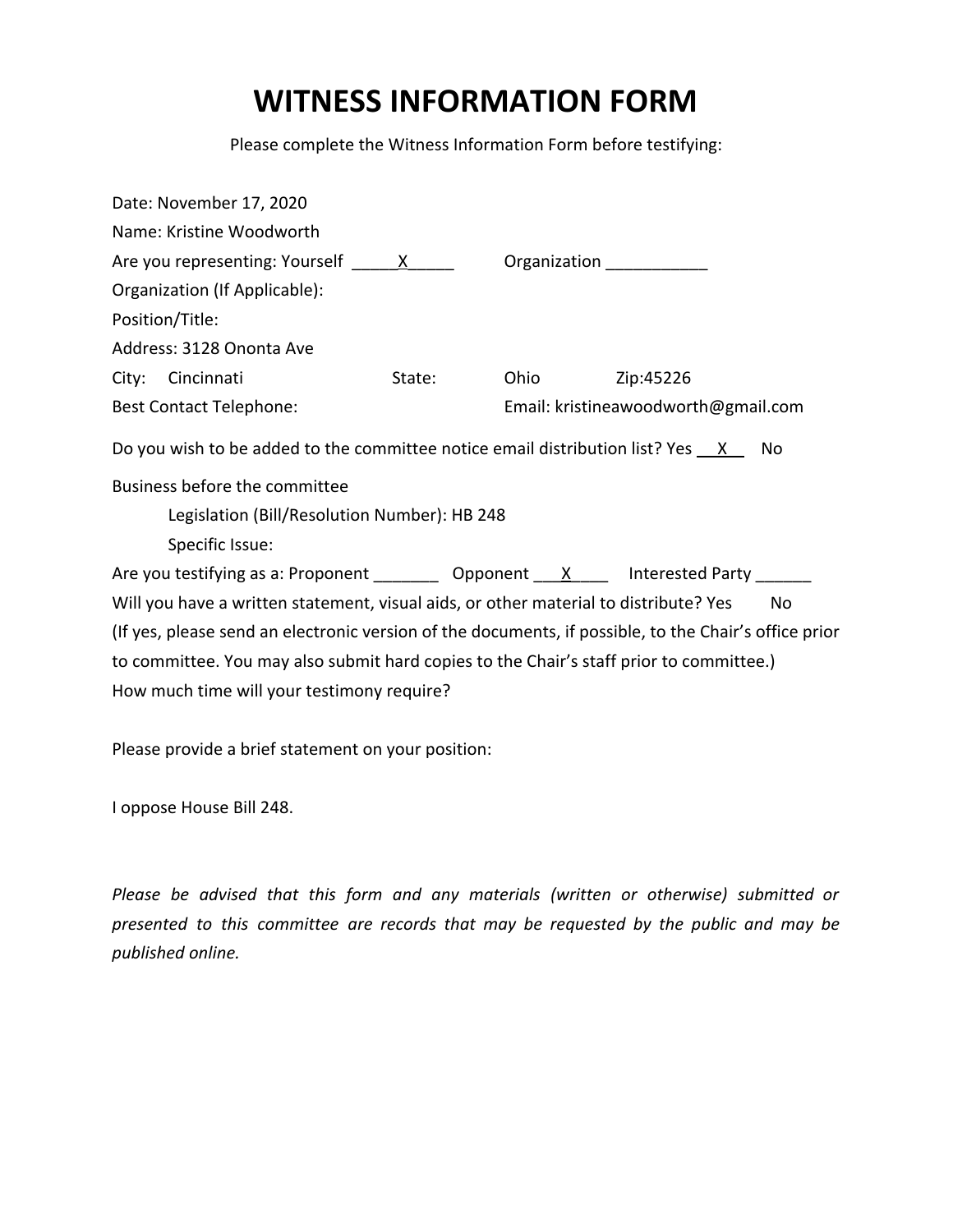# WITNESS INFORMATION FORM

Please complete the Witness Information Form before testifying:

Date: November 17, 2020

Name: Kristine Woodworth

Are you representing: Yourself _____X_____ Organization ___________

Organization (If Applicable):

Position/Title:

Address: 3128 Ononta Ave

City: Cincinnati State: Ohio Zip:45226

Best Contact Telephone: Email: kristineawoodworth@gmail.com

Do you wish to be added to the committee notice email distribution list? Yes __X__ No

Business before the committee

Legislation (Bill/Resolution Number): HB 248

Specific Issue:

Are you testifying as a: Proponent _______ Opponent ___X____ Interested Party ______

Will you have a written statement, visual aids, or other material to distribute? Yes No

(If yes, please send an electronic version of the documents, if possible, to the Chair's office prior to committee. You may also submit hard copies to the Chair's staff prior to committee.)

How much time will your testimony require?

Please provide a brief statement on your position:

I oppose House Bill 248.

*Please be advised that this form and any materials (written or otherwise) submitted or presented to this committee are records that may be requested by the public and may be published online.*